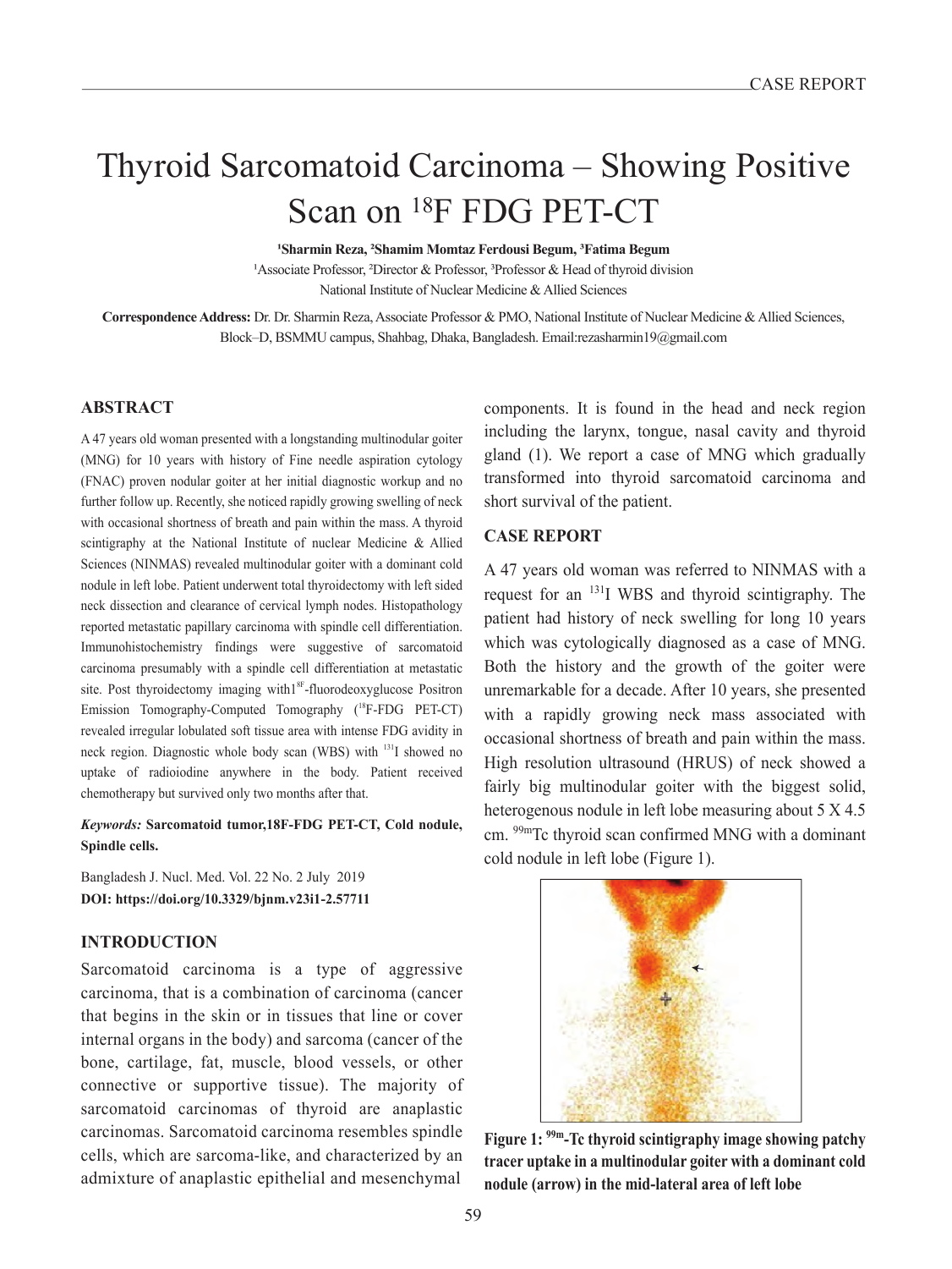# Thyroid Sarcomatoid Carcinoma – Showing Positive Scan on $^{18}$F FDG PET-CT

**[1]Sharmin Reza, [2]Shamim Momtaz Ferdousi Begum, [3]Fatima Begum**

[1]Associate Professor, [2]Director & Professor, [3]Professor & Head of thyroid division
National Institute of Nuclear Medicine & Allied Sciences

**Correspondence Address:** Dr. Dr. Sharmin Reza, Associate Professor & PMO, National Institute of Nuclear Medicine & Allied Sciences, Block–D, BSMMU campus, Shahbag, Dhaka, Bangladesh. Email:rezasharmin19@gmail.com

## ABSTRACT

A 47 years old woman presented with a longstanding multinodular goiter (MNG) for 10 years with history of Fine needle aspiration cytology (FNAC) proven nodular goiter at her initial diagnostic workup and no further follow up. Recently, she noticed rapidly growing swelling of neck with occasional shortness of breath and pain within the mass. A thyroid scintigraphy at the National Institute of nuclear Medicine & Allied Sciences (NINMAS) revealed multinodular goiter with a dominant cold nodule in left lobe. Patient underwent total thyroidectomy with left sided neck dissection and clearance of cervical lymph nodes. Histopathology reported metastatic papillary carcinoma with spindle cell differentiation. Immunohistochemistry findings were suggestive of sarcomatoid carcinoma presumably with a spindle cell differentiation at metastatic site. Post thyroidectomy imaging with1$^{8F}$-fluorodeoxyglucose Positron Emission Tomography-Computed Tomography ($^{18}$F-FDG PET-CT) revealed irregular lobulated soft tissue area with intense FDG avidity in neck region. Diagnostic whole body scan (WBS) with $^{131}$I showed no uptake of radioiodine anywhere in the body. Patient received chemotherapy but survived only two months after that.

***Keywords:*** **Sarcomatoid tumor,18F-FDG PET-CT, Cold nodule, Spindle cells.**

Bangladesh J. Nucl. Med. Vol. 22 No. 2 July 2019
**DOI: https://doi.org/10.3329/bjnm.v23i1-2.57711**

## INTRODUCTION

Sarcomatoid carcinoma is a type of aggressive carcinoma, that is a combination of carcinoma (cancer that begins in the skin or in tissues that line or cover internal organs in the body) and sarcoma (cancer of the bone, cartilage, fat, muscle, blood vessels, or other connective or supportive tissue). The majority of sarcomatoid carcinomas of thyroid are anaplastic carcinomas. Sarcomatoid carcinoma resembles spindle cells, which are sarcoma-like, and characterized by an admixture of anaplastic epithelial and mesenchymal components. It is found in the head and neck region including the larynx, tongue, nasal cavity and thyroid gland (1). We report a case of MNG which gradually transformed into thyroid sarcomatoid carcinoma and short survival of the patient.

## CASE REPORT

A 47 years old woman was referred to NINMAS with a request for an $^{131}$I WBS and thyroid scintigraphy. The patient had history of neck swelling for long 10 years which was cytologically diagnosed as a case of MNG. Both the history and the growth of the goiter were unremarkable for a decade. After 10 years, she presented with a rapidly growing neck mass associated with occasional shortness of breath and pain within the mass. High resolution ultrasound (HRUS) of neck showed a fairly big multinodular goiter with the biggest solid, heterogenous nodule in left lobe measuring about 5 X 4.5 cm. $^{99m}$Tc thyroid scan confirmed MNG with a dominant cold nodule in left lobe (Figure 1).

**Figure 1: $^{99m}$-Tc thyroid scintigraphy image showing patchy tracer uptake in a multinodular goiter with a dominant cold nodule (arrow) in the mid-lateral area of left lobe**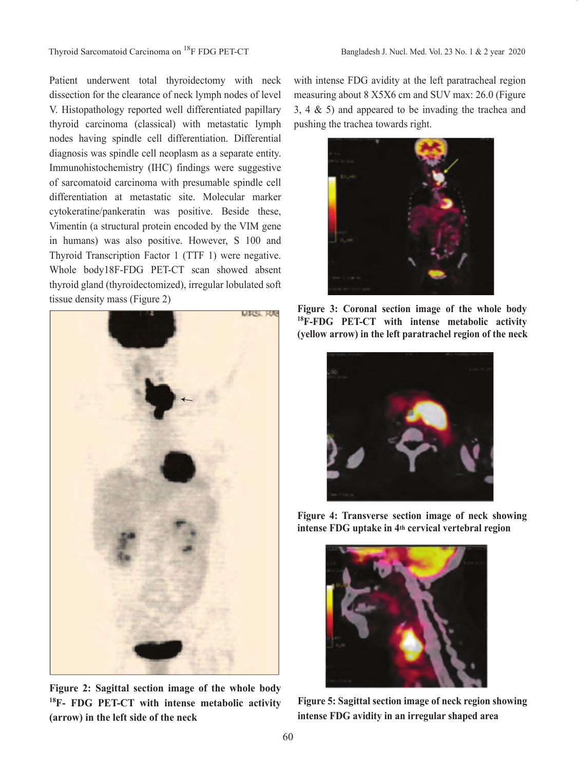Patient underwent total thyroidectomy with neck dissection for the clearance of neck lymph nodes of level V. Histopathology reported well differentiated papillary thyroid carcinoma (classical) with metastatic lymph nodes having spindle cell differentiation. Differential diagnosis was spindle cell neoplasm as a separate entity. Immunohistochemistry (IHC) findings were suggestive of sarcomatoid carcinoma with presumable spindle cell differentiation at metastatic site. Molecular marker cytokeratine/pankeratin was positive. Beside these, Vimentin (a structural protein encoded by the VIM gene in humans) was also positive. However, S 100 and Thyroid Transcription Factor 1 (TTF 1) were negative. Whole body18F-FDG PET-CT scan showed absent thyroid gland (thyroidectomized), irregular lobulated soft tissue density mass (Figure 2) with intense FDG avidity at the left paratracheal region measuring about 8 X5X6 cm and SUV max: 26.0 (Figure 3, 4 & 5) and appeared to be invading the trachea and pushing the trachea towards right.

**Figure 2: Sagittal section image of the whole body $^{18}$F- FDG PET-CT with intense metabolic activity (arrow) in the left side of the neck**

**Figure 3: Coronal section image of the whole body $^{18}$F-FDG PET-CT with intense metabolic activity (yellow arrow) in the left paratrachel region of the neck**

**Figure 4: Transverse section image of neck showing intense FDG uptake in 4th cervical vertebral region**

**Figure 5: Sagittal section image of neck region showing intense FDG avidity in an irregular shaped area**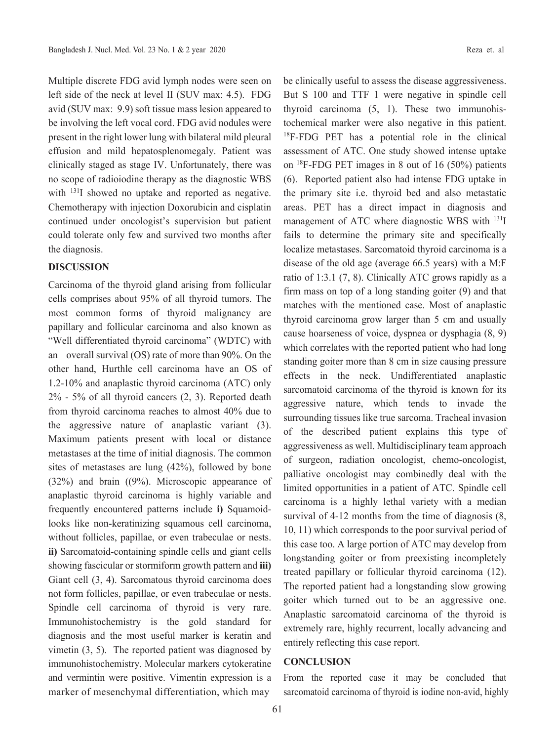Multiple discrete FDG avid lymph nodes were seen on left side of the neck at level II (SUV max: 4.5). FDG avid (SUV max: 9.9) soft tissue mass lesion appeared to be involving the left vocal cord. FDG avid nodules were present in the right lower lung with bilateral mild pleural effusion and mild hepatosplenomegaly. Patient was clinically staged as stage IV. Unfortunately, there was no scope of radioiodine therapy as the diagnostic WBS with $^{131}$I showed no uptake and reported as negative. Chemotherapy with injection Doxorubicin and cisplatin continued under oncologist's supervision but patient could tolerate only few and survived two months after the diagnosis.

## DISCUSSION

Carcinoma of the thyroid gland arising from follicular cells comprises about 95% of all thyroid tumors. The most common forms of thyroid malignancy are papillary and follicular carcinoma and also known as "Well differentiated thyroid carcinoma" (WDTC) with an overall survival (OS) rate of more than 90%. On the other hand, Hurthle cell carcinoma have an OS of 1.2-10% and anaplastic thyroid carcinoma (ATC) only 2% - 5% of all thyroid cancers (2, 3). Reported death from thyroid carcinoma reaches to almost 40% due to the aggressive nature of anaplastic variant (3). Maximum patients present with local or distance metastases at the time of initial diagnosis. The common sites of metastases are lung (42%), followed by bone (32%) and brain ((9%). Microscopic appearance of anaplastic thyroid carcinoma is highly variable and frequently encountered patterns include **i)** Squamoid-looks like non-keratinizing squamous cell carcinoma, without follicles, papillae, or even trabeculae or nests. **ii)** Sarcomatoid-containing spindle cells and giant cells showing fascicular or stormiform growth pattern and **iii)** Giant cell (3, 4). Sarcomatous thyroid carcinoma does not form follicles, papillae, or even trabeculae or nests. Spindle cell carcinoma of thyroid is very rare. Immunohistochemistry is the gold standard for diagnosis and the most useful marker is keratin and vimetin (3, 5). The reported patient was diagnosed by immunohistochemistry. Molecular markers cytokeratine and vermintin were positive. Vimentin expression is a marker of mesenchymal differentiation, which may be clinically useful to assess the disease aggressiveness. But S 100 and TTF 1 were negative in spindle cell thyroid carcinoma (5, 1). These two immunohistochemical marker were also negative in this patient. $^{18}$F-FDG PET has a potential role in the clinical assessment of ATC. One study showed intense uptake on $^{18}$F-FDG PET images in 8 out of 16 (50%) patients (6). Reported patient also had intense FDG uptake in the primary site i.e. thyroid bed and also metastatic areas. PET has a direct impact in diagnosis and management of ATC where diagnostic WBS with $^{131}$I fails to determine the primary site and specifically localize metastases. Sarcomatoid thyroid carcinoma is a disease of the old age (average 66.5 years) with a M:F ratio of 1:3.1 (7, 8). Clinically ATC grows rapidly as a firm mass on top of a long standing goiter (9) and that matches with the mentioned case. Most of anaplastic thyroid carcinoma grow larger than 5 cm and usually cause hoarseness of voice, dyspnea or dysphagia (8, 9) which correlates with the reported patient who had long standing goiter more than 8 cm in size causing pressure effects in the neck. Undifferentiated anaplastic sarcomatoid carcinoma of the thyroid is known for its aggressive nature, which tends to invade the surrounding tissues like true sarcoma. Tracheal invasion of the described patient explains this type of aggressiveness as well. Multidisciplinary team approach of surgeon, radiation oncologist, chemo-oncologist, palliative oncologist may combinedly deal with the limited opportunities in a patient of ATC. Spindle cell carcinoma is a highly lethal variety with a median survival of 4-12 months from the time of diagnosis (8, 10, 11) which corresponds to the poor survival period of this case too. A large portion of ATC may develop from longstanding goiter or from preexisting incompletely treated papillary or follicular thyroid carcinoma (12). The reported patient had a longstanding slow growing goiter which turned out to be an aggressive one. Anaplastic sarcomatoid carcinoma of the thyroid is extremely rare, highly recurrent, locally advancing and entirely reflecting this case report.

## CONCLUSION

From the reported case it may be concluded that sarcomatoid carcinoma of thyroid is iodine non-avid, highly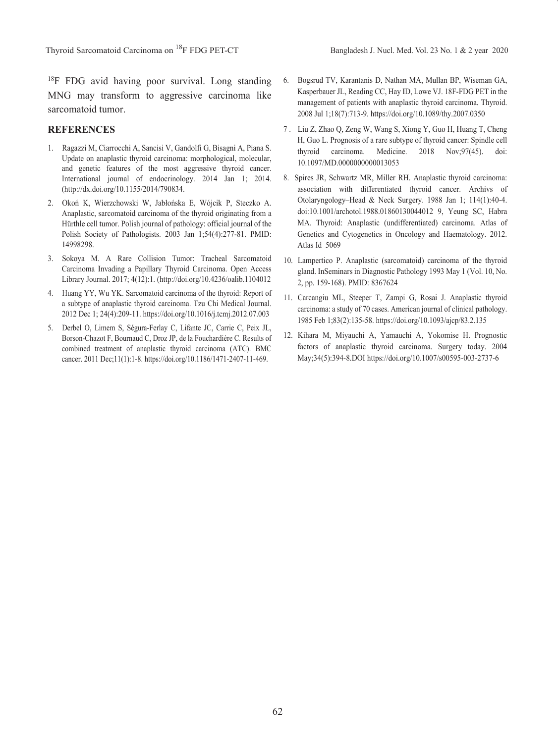$^{18}$F FDG avid having poor survival. Long standing MNG may transform to aggressive carcinoma like sarcomatoid tumor.

## REFERENCES

1. Ragazzi M, Ciarrocchi A, Sancisi V, Gandolfi G, Bisagni A, Piana S. Update on anaplastic thyroid carcinoma: morphological, molecular, and genetic features of the most aggressive thyroid cancer. International journal of endocrinology. 2014 Jan 1; 2014. (http://dx.doi.org/10.1155/2014/790834.
2. Okoń K, Wierzchowski W, Jabłońska E, Wójcik P, Steczko A. Anaplastic, sarcomatoid carcinoma of the thyroid originating from a Hürthle cell tumor. Polish journal of pathology: official journal of the Polish Society of Pathologists. 2003 Jan 1;54(4):277-81. PMID: 14998298.
3. Sokoya M. A Rare Collision Tumor: Tracheal Sarcomatoid Carcinoma Invading a Papillary Thyroid Carcinoma. Open Access Library Journal. 2017; 4(12):1. (http://doi.org/10.4236/oalib.1104012
4. Huang YY, Wu YK. Sarcomatoid carcinoma of the thyroid: Report of a subtype of anaplastic thyroid carcinoma. Tzu Chi Medical Journal. 2012 Dec 1; 24(4):209-11. https://doi.org/10.1016/j.tcmj.2012.07.003
5. Derbel O, Limem S, Ségura-Ferlay C, Lifante JC, Carrie C, Peix JL, Borson-Chazot F, Bournaud C, Droz JP, de la Fouchardière C. Results of combined treatment of anaplastic thyroid carcinoma (ATC). BMC cancer. 2011 Dec;11(1):1-8. https://doi.org/10.1186/1471-2407-11-469.
6. Bogsrud TV, Karantanis D, Nathan MA, Mullan BP, Wiseman GA, Kasperbauer JL, Reading CC, Hay ID, Lowe VJ. 18F-FDG PET in the management of patients with anaplastic thyroid carcinoma. Thyroid. 2008 Jul 1;18(7):713-9. https://doi.org/10.1089/thy.2007.0350
7. Liu Z, Zhao Q, Zeng W, Wang S, Xiong Y, Guo H, Huang T, Cheng H, Guo L. Prognosis of a rare subtype of thyroid cancer: Spindle cell thyroid carcinoma. Medicine. 2018 Nov;97(45). doi: 10.1097/MD.0000000000013053
8. Spires JR, Schwartz MR, Miller RH. Anaplastic thyroid carcinoma: association with differentiated thyroid cancer. Archivs of Otolaryngology–Head & Neck Surgery. 1988 Jan 1; 114(1):40-4. doi:10.1001/archotol.1988.01860130044012 9, Yeung SC, Habra MA. Thyroid: Anaplastic (undifferentiated) carcinoma. Atlas of Genetics and Cytogenetics in Oncology and Haematology. 2012. Atlas Id 5069
10. Lampertico P. Anaplastic (sarcomatoid) carcinoma of the thyroid gland. InSeminars in Diagnostic Pathology 1993 May 1 (Vol. 10, No. 2, pp. 159-168). PMID: 8367624
11. Carcangiu ML, Steeper T, Zampi G, Rosai J. Anaplastic thyroid carcinoma: a study of 70 cases. American journal of clinical pathology. 1985 Feb 1;83(2):135-58. https://doi.org/10.1093/ajcp/83.2.135
12. Kihara M, Miyauchi A, Yamauchi A, Yokomise H. Prognostic factors of anaplastic thyroid carcinoma. Surgery today. 2004 May;34(5):394-8.DOI https://doi.org/10.1007/s00595-003-2737-6